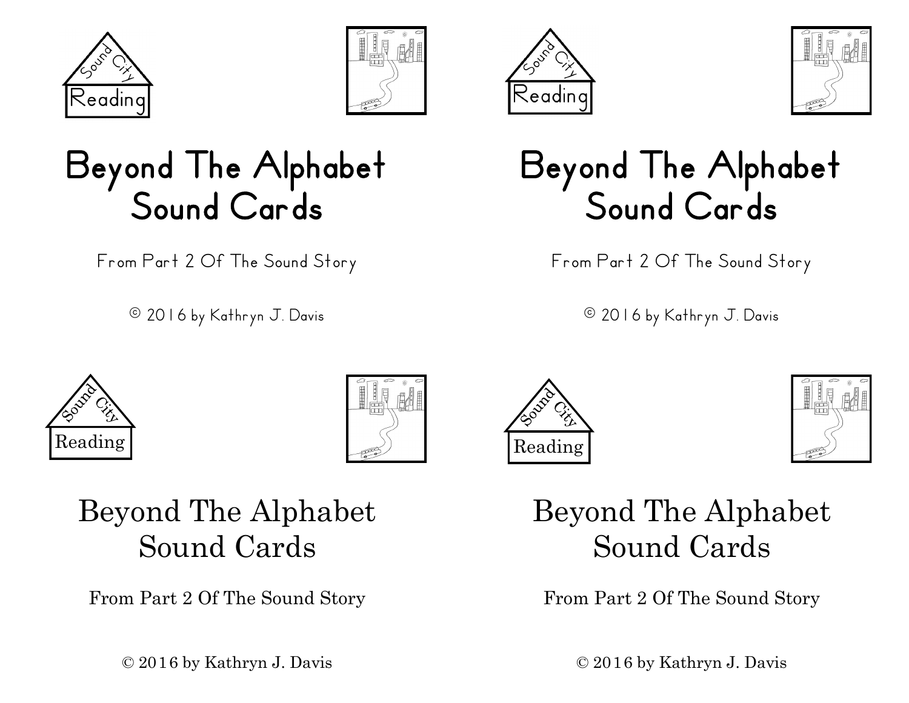Sound City Reading

# Beyond The Alphabet Sound Cards

From Part 2 Of The Sound Story

© 2016 by Kathryn J. Davis

Sound City Reading

# Beyond The Alphabet Sound Cards

From Part 2 Of The Sound Story

© 2016 by Kathryn J. Davis

Sound City Reading

# Beyond The Alphabet Sound Cards

From Part 2 Of The Sound Story

© 2016 by Kathryn J. Davis

Sound City Reading

# Beyond The Alphabet Sound Cards

From Part 2 Of The Sound Story

© 2016 by Kathryn J. Davis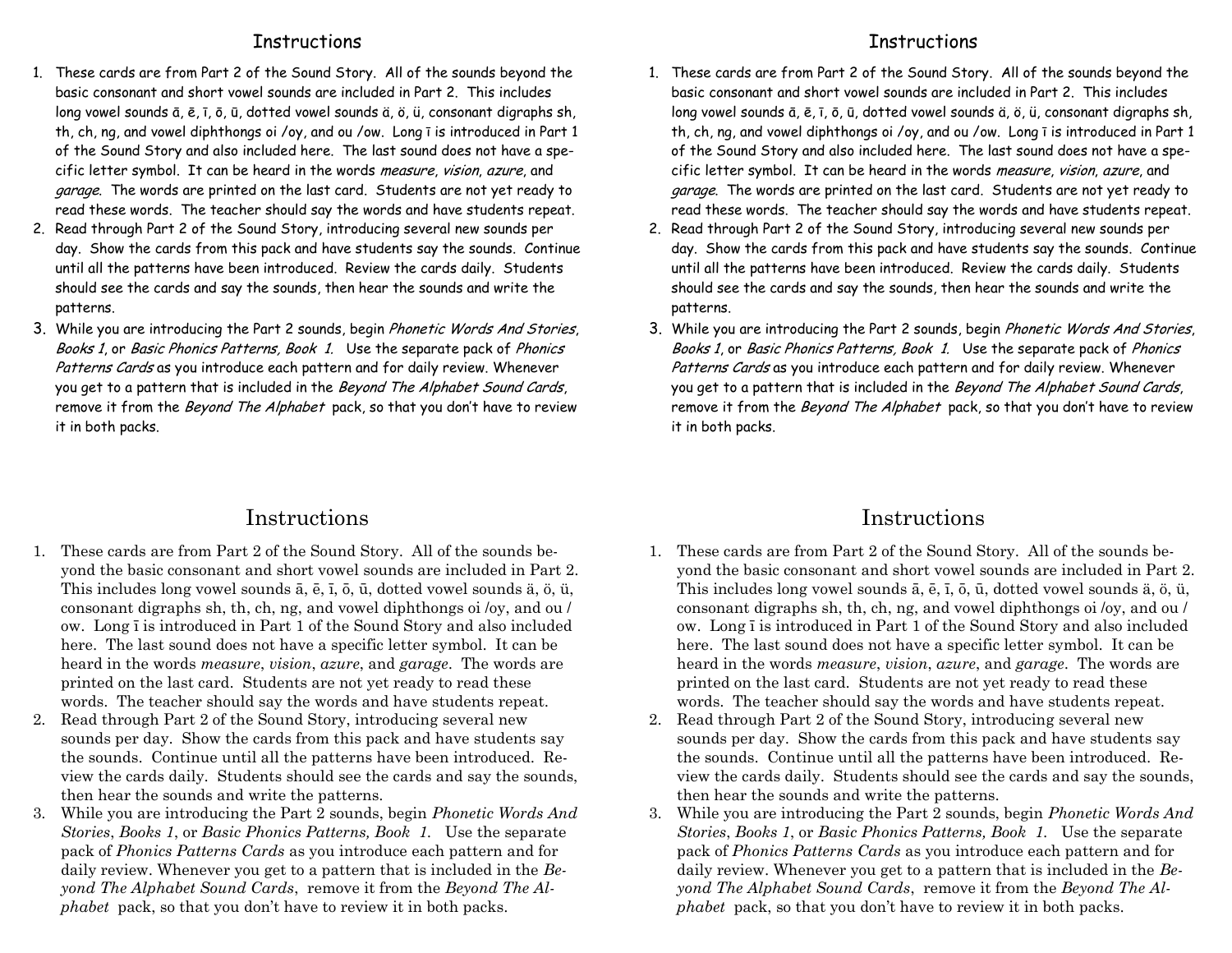## Instructions

1. These cards are from Part 2 of the Sound Story. All of the sounds beyond the basic consonant and short vowel sounds are included in Part 2. This includes long vowel sounds ā, ē, ī, ō, ū, dotted vowel sounds ä, ö, ü, consonant digraphs sh, th, ch, ng, and vowel diphthongs oi /oy, and ou /ow. Long ī is introduced in Part 1 of the Sound Story and also included here. The last sound does not have a specific letter symbol. It can be heard in the words *measure*, *vision*, *azure*, and *garage*. The words are printed on the last card. Students are not yet ready to read these words. The teacher should say the words and have students repeat.
2. Read through Part 2 of the Sound Story, introducing several new sounds per day. Show the cards from this pack and have students say the sounds. Continue until all the patterns have been introduced. Review the cards daily. Students should see the cards and say the sounds, then hear the sounds and write the patterns.
3. While you are introducing the Part 2 sounds, begin *Phonetic Words And Stories*, *Books 1*, or *Basic Phonics Patterns, Book 1*. Use the separate pack of *Phonics Patterns Cards* as you introduce each pattern and for daily review. Whenever you get to a pattern that is included in the *Beyond The Alphabet Sound Cards*, remove it from the *Beyond The Alphabet* pack, so that you don't have to review it in both packs.

## Instructions

1. These cards are from Part 2 of the Sound Story. All of the sounds beyond the basic consonant and short vowel sounds are included in Part 2. This includes long vowel sounds ā, ē, ī, ō, ū, dotted vowel sounds ä, ö, ü, consonant digraphs sh, th, ch, ng, and vowel diphthongs oi /oy, and ou /ow. Long ī is introduced in Part 1 of the Sound Story and also included here. The last sound does not have a specific letter symbol. It can be heard in the words *measure*, *vision*, *azure*, and *garage*. The words are printed on the last card. Students are not yet ready to read these words. The teacher should say the words and have students repeat.
2. Read through Part 2 of the Sound Story, introducing several new sounds per day. Show the cards from this pack and have students say the sounds. Continue until all the patterns have been introduced. Review the cards daily. Students should see the cards and say the sounds, then hear the sounds and write the patterns.
3. While you are introducing the Part 2 sounds, begin *Phonetic Words And Stories*, *Books 1*, or *Basic Phonics Patterns, Book 1*. Use the separate pack of *Phonics Patterns Cards* as you introduce each pattern and for daily review. Whenever you get to a pattern that is included in the *Beyond The Alphabet Sound Cards*, remove it from the *Beyond The Alphabet* pack, so that you don't have to review it in both packs.

## Instructions

1. These cards are from Part 2 of the Sound Story. All of the sounds beyond the basic consonant and short vowel sounds are included in Part 2. This includes long vowel sounds ā, ē, ī, ō, ū, dotted vowel sounds ä, ö, ü, consonant digraphs sh, th, ch, ng, and vowel diphthongs oi /oy, and ou /ow. Long ī is introduced in Part 1 of the Sound Story and also included here. The last sound does not have a specific letter symbol. It can be heard in the words *measure*, *vision*, *azure*, and *garage*. The words are printed on the last card. Students are not yet ready to read these words. The teacher should say the words and have students repeat.
2. Read through Part 2 of the Sound Story, introducing several new sounds per day. Show the cards from this pack and have students say the sounds. Continue until all the patterns have been introduced. Review the cards daily. Students should see the cards and say the sounds, then hear the sounds and write the patterns.
3. While you are introducing the Part 2 sounds, begin *Phonetic Words And Stories*, *Books 1*, or *Basic Phonics Patterns, Book 1*. Use the separate pack of *Phonics Patterns Cards* as you introduce each pattern and for daily review. Whenever you get to a pattern that is included in the *Beyond The Alphabet Sound Cards*, remove it from the *Beyond The Alphabet* pack, so that you don't have to review it in both packs.

## Instructions

1. These cards are from Part 2 of the Sound Story. All of the sounds beyond the basic consonant and short vowel sounds are included in Part 2. This includes long vowel sounds ā, ē, ī, ō, ū, dotted vowel sounds ä, ö, ü, consonant digraphs sh, th, ch, ng, and vowel diphthongs oi /oy, and ou /ow. Long ī is introduced in Part 1 of the Sound Story and also included here. The last sound does not have a specific letter symbol. It can be heard in the words *measure*, *vision*, *azure*, and *garage*. The words are printed on the last card. Students are not yet ready to read these words. The teacher should say the words and have students repeat.
2. Read through Part 2 of the Sound Story, introducing several new sounds per day. Show the cards from this pack and have students say the sounds. Continue until all the patterns have been introduced. Review the cards daily. Students should see the cards and say the sounds, then hear the sounds and write the patterns.
3. While you are introducing the Part 2 sounds, begin *Phonetic Words And Stories*, *Books 1*, or *Basic Phonics Patterns, Book 1*. Use the separate pack of *Phonics Patterns Cards* as you introduce each pattern and for daily review. Whenever you get to a pattern that is included in the *Beyond The Alphabet Sound Cards*, remove it from the *Beyond The Alphabet* pack, so that you don't have to review it in both packs.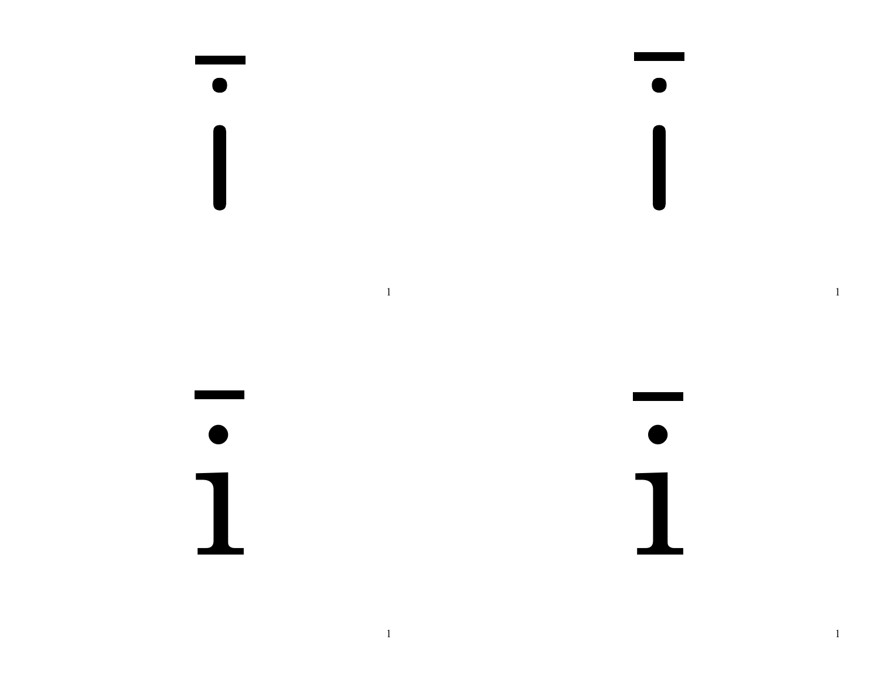ī

ī

ī

ī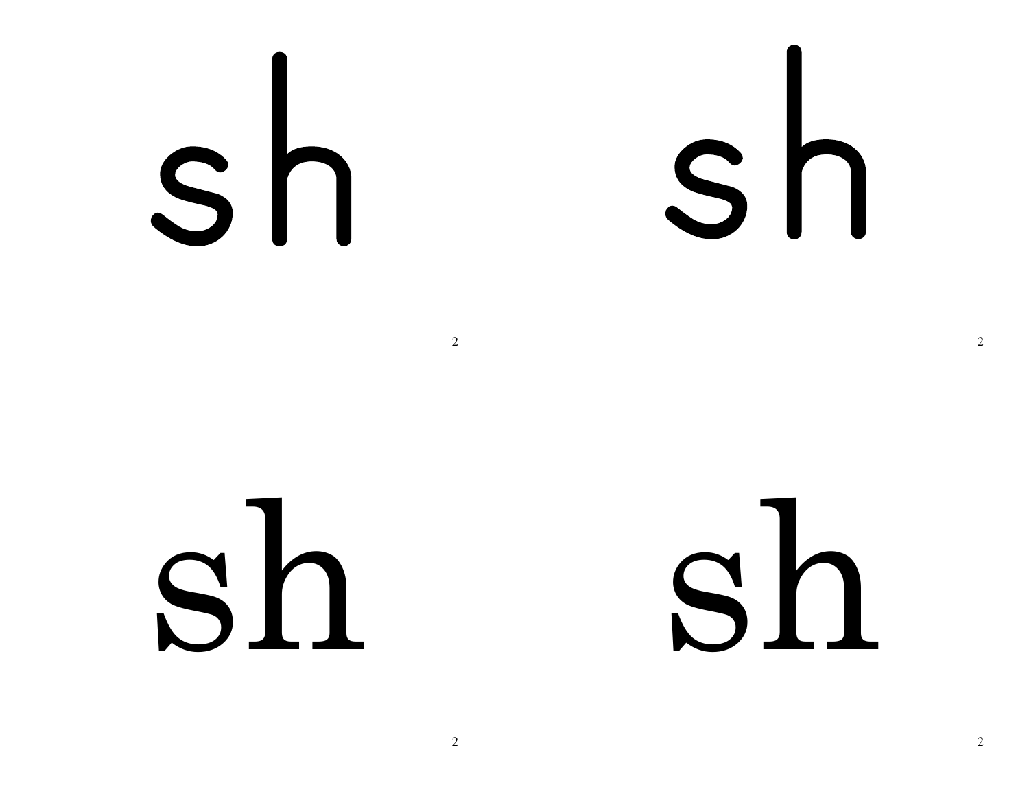sh

sh

sh

sh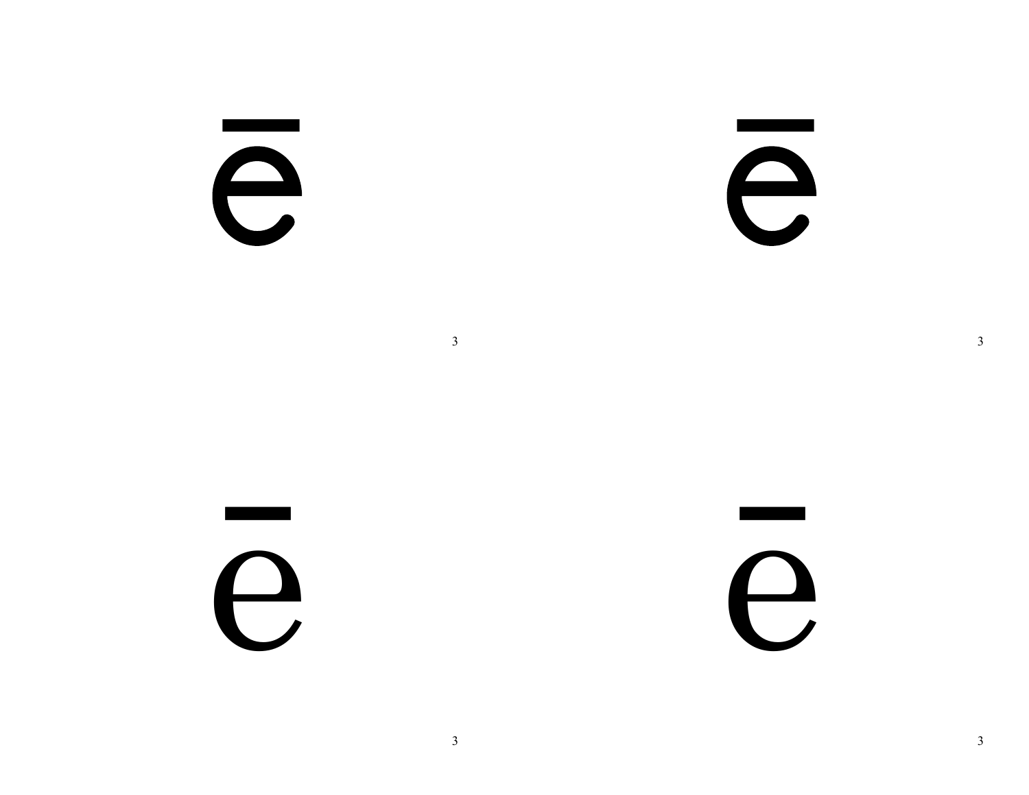ē

ē

ē

ē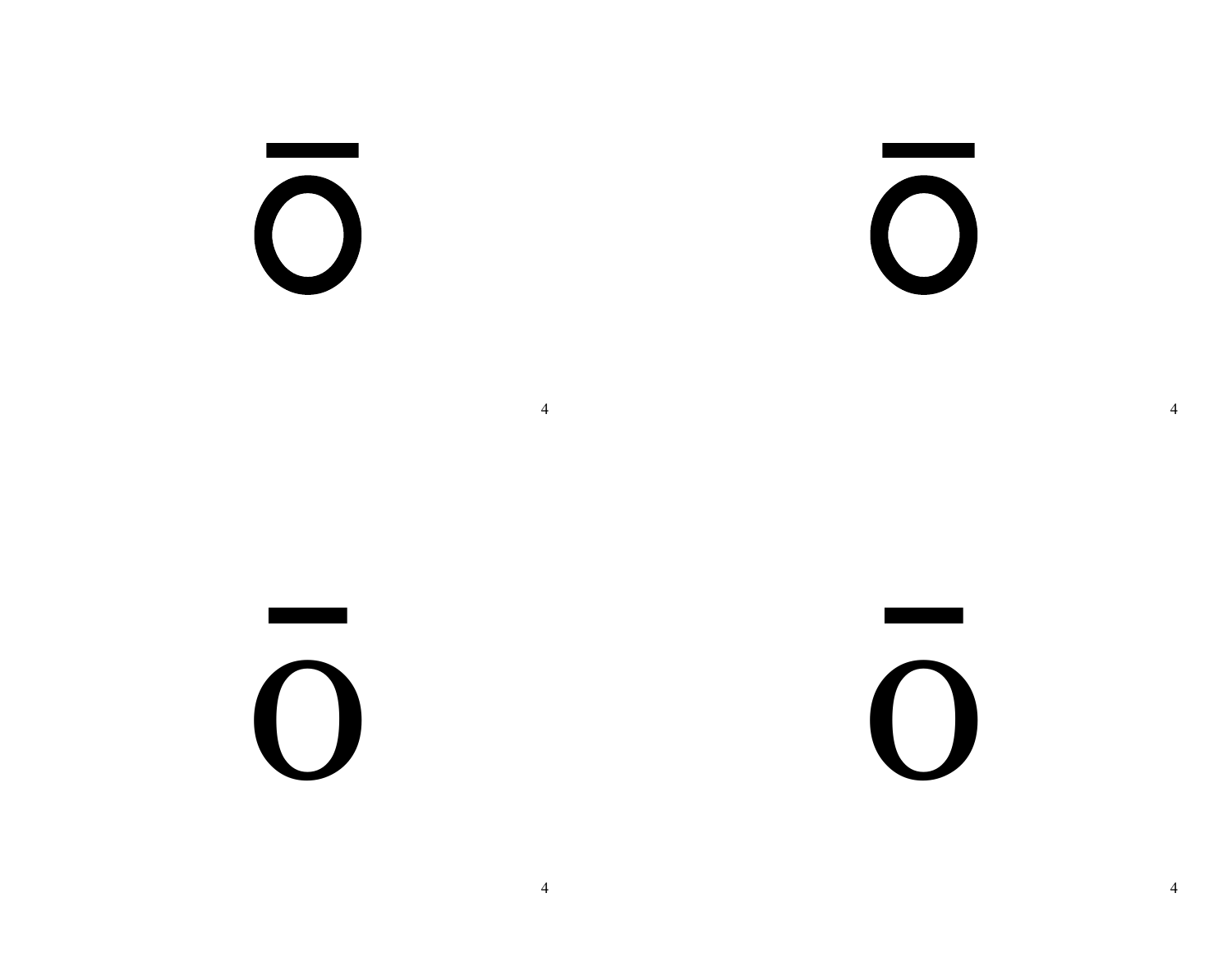ō

ō

ō

ō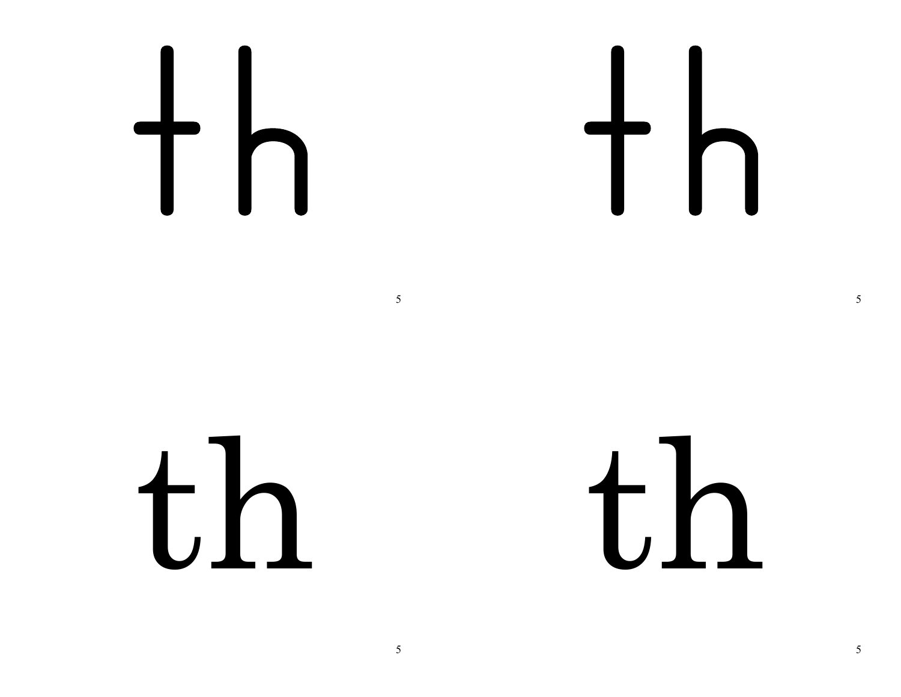th

5

th

5

th

5

th

5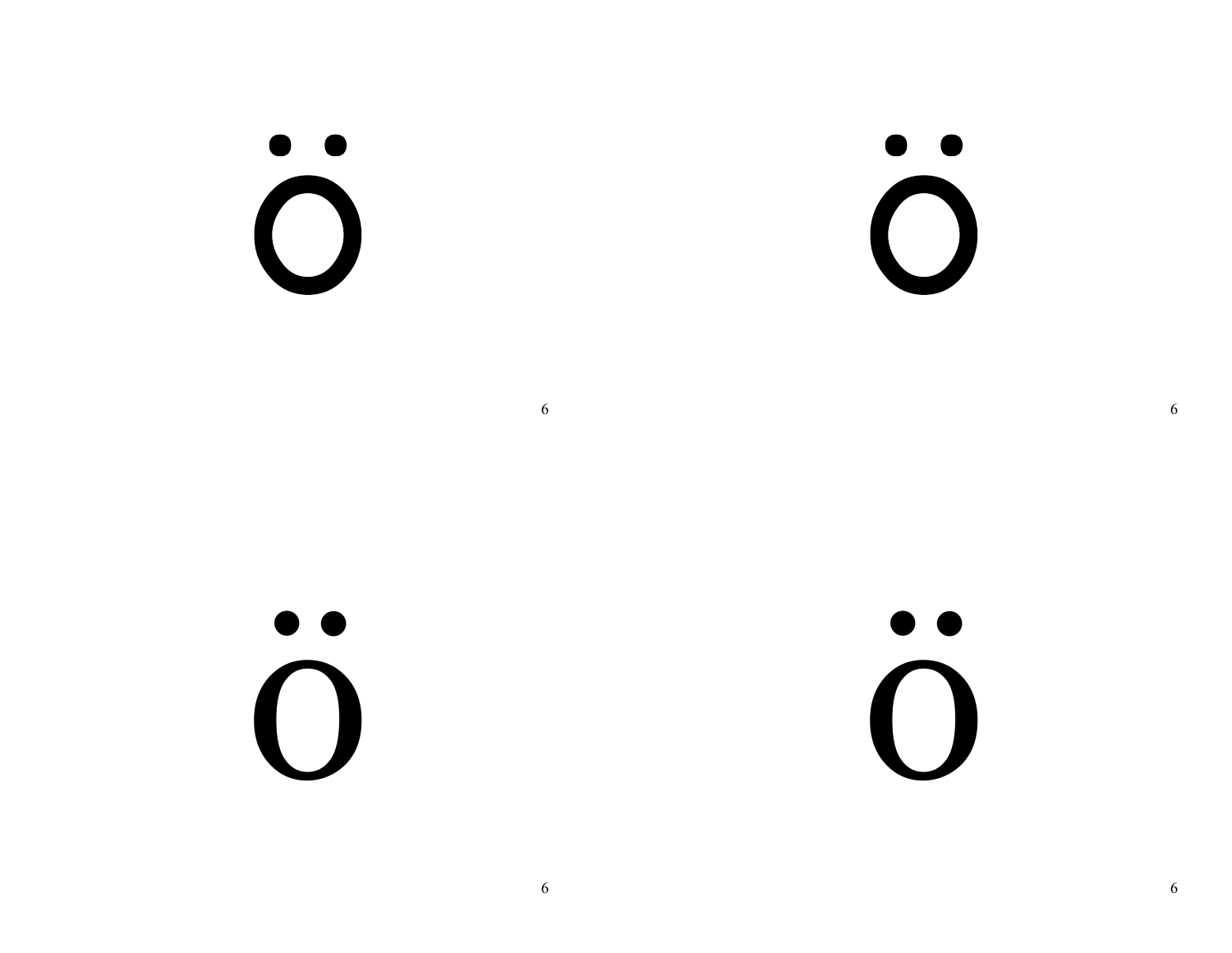Ö

Ö

Ö

Ö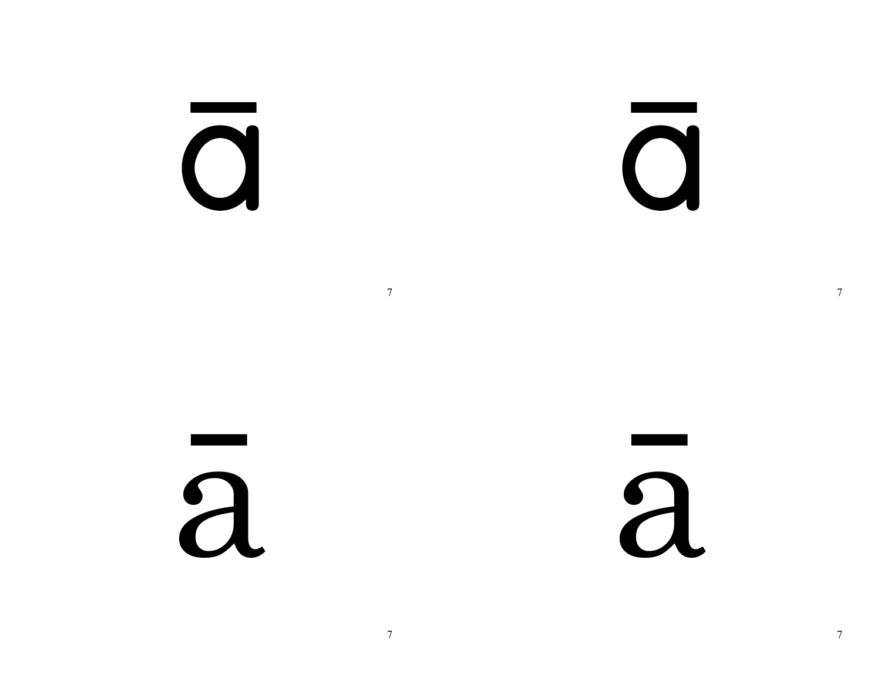ā

ā

ā

ā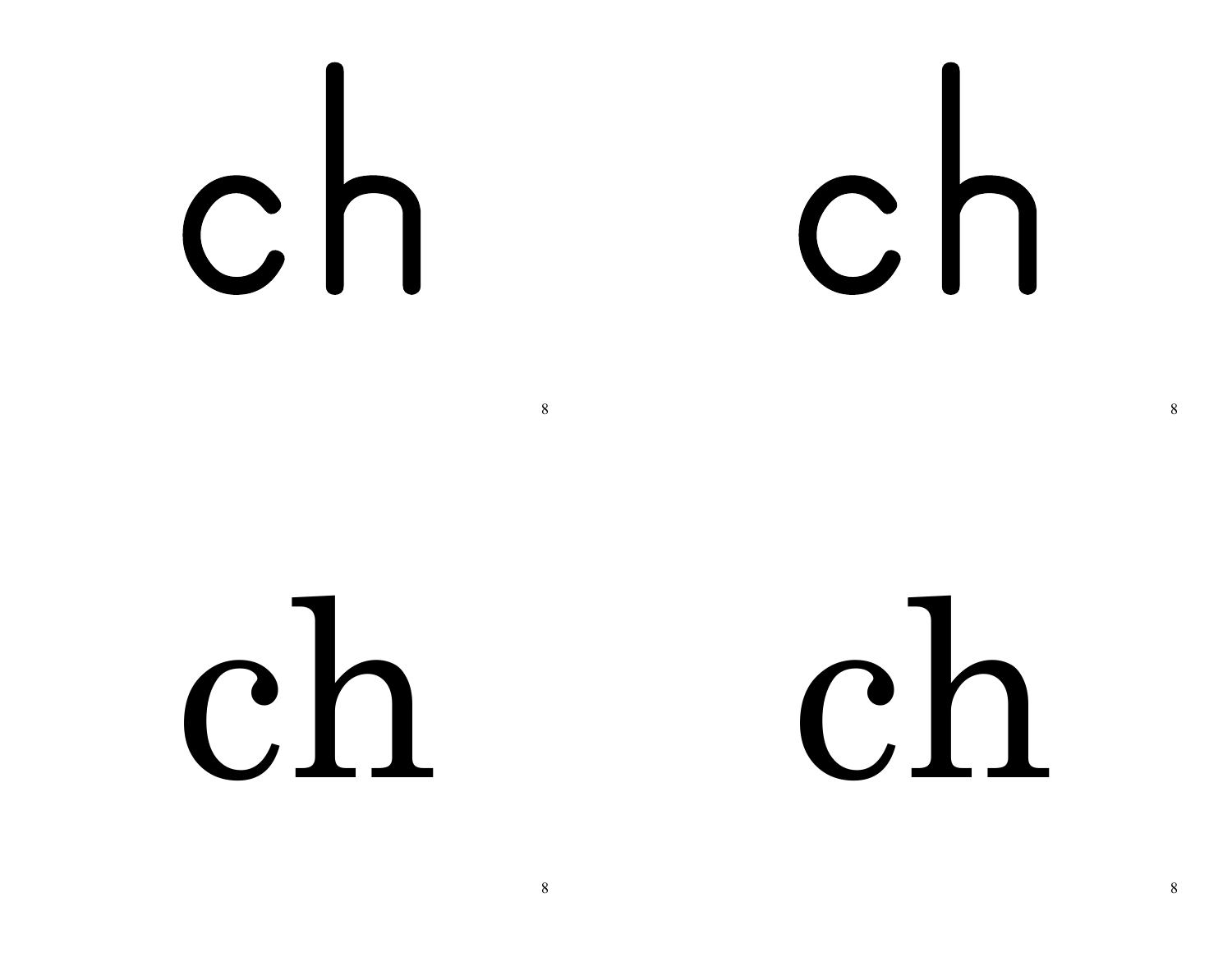ch

ch

ch

ch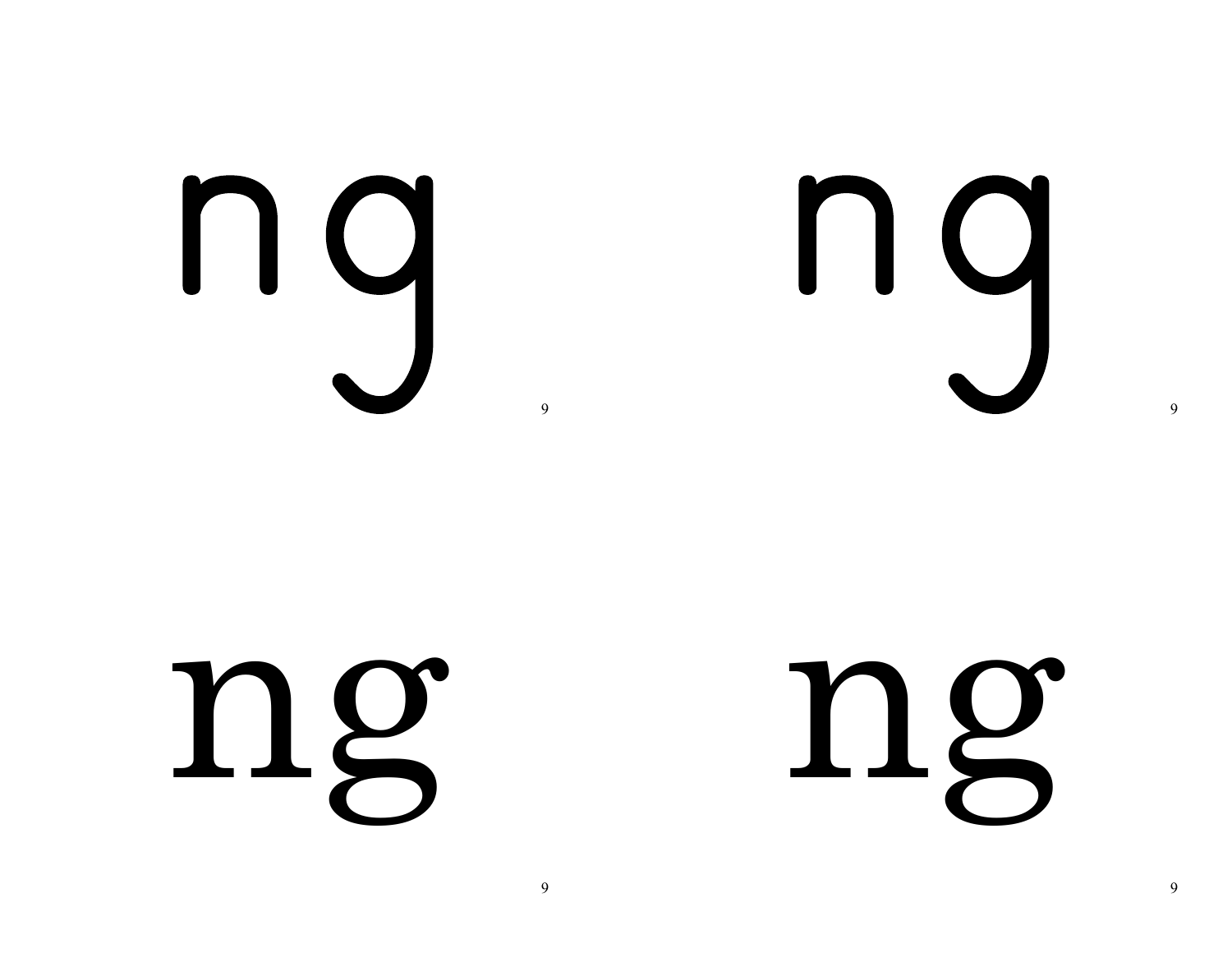ng

ng

ng

ng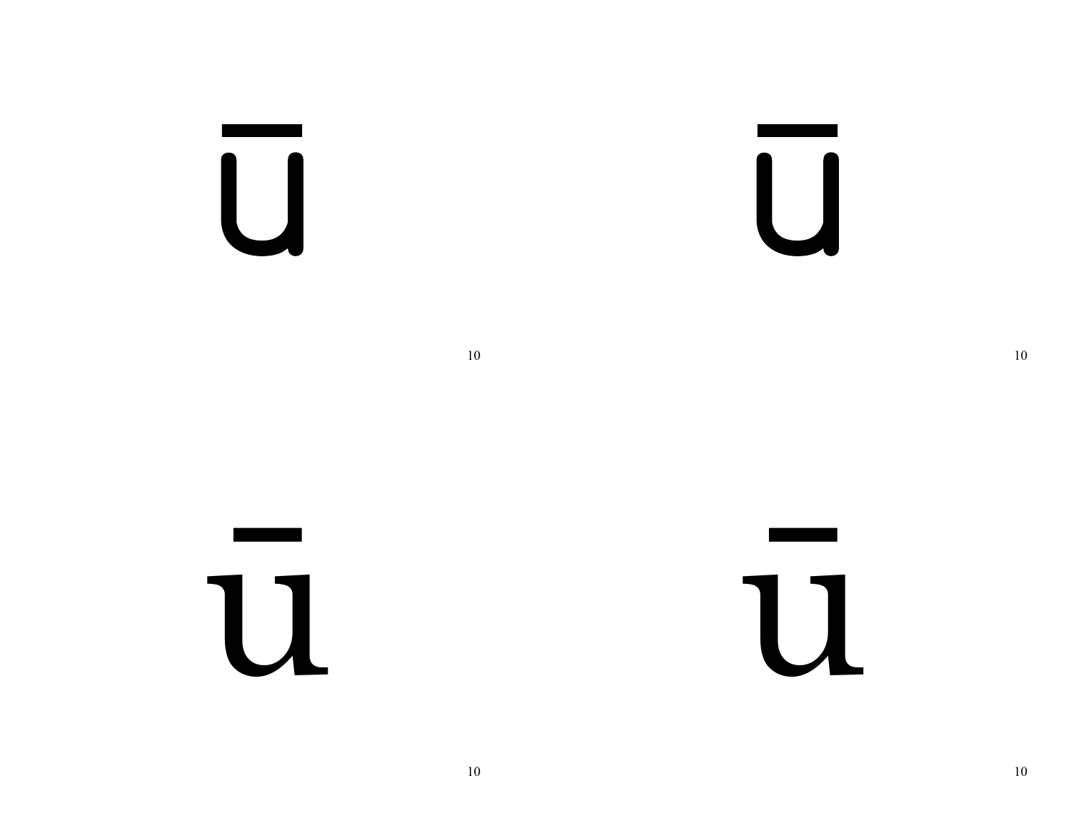ū

ū

ū

ū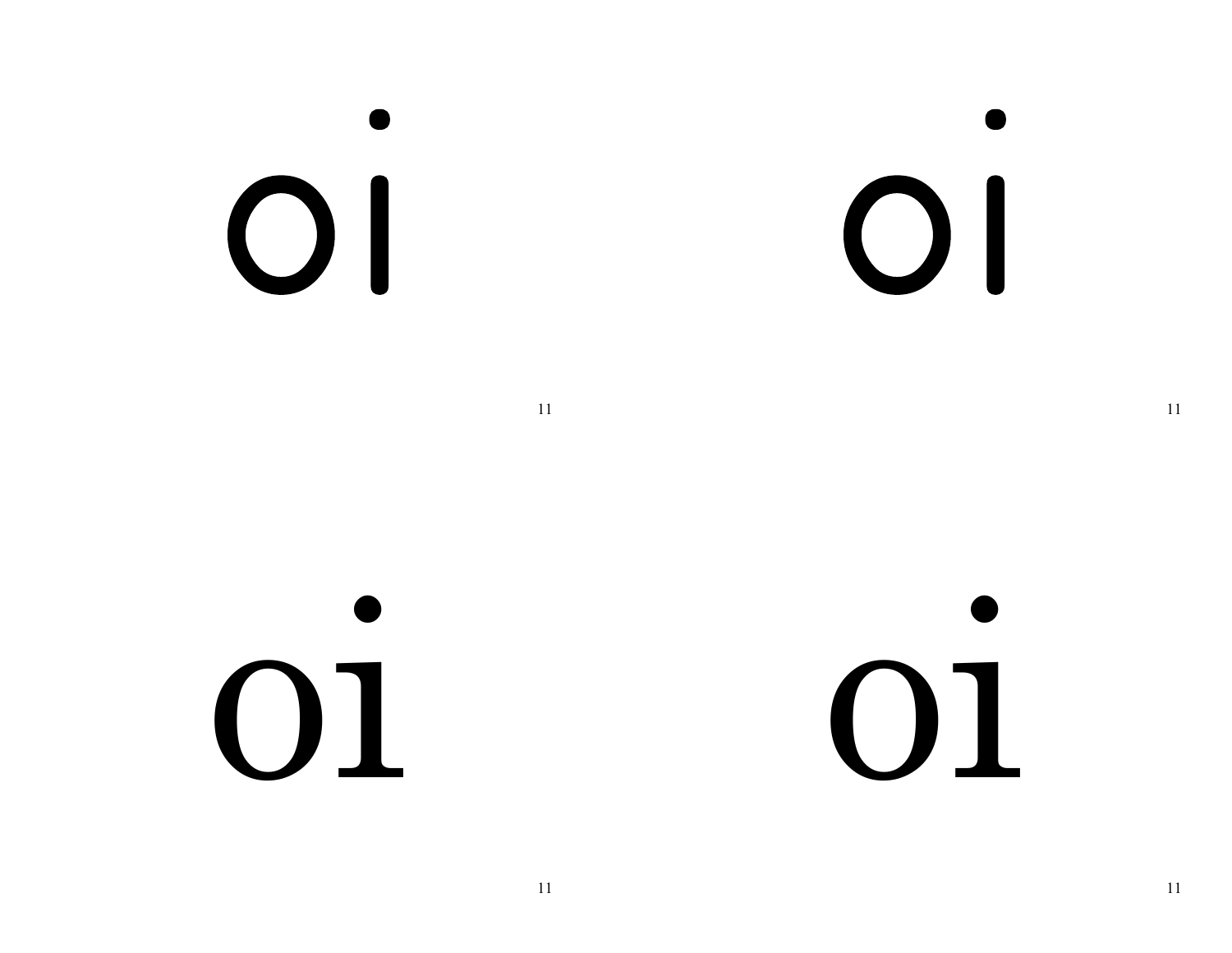oi

oi

oi

oi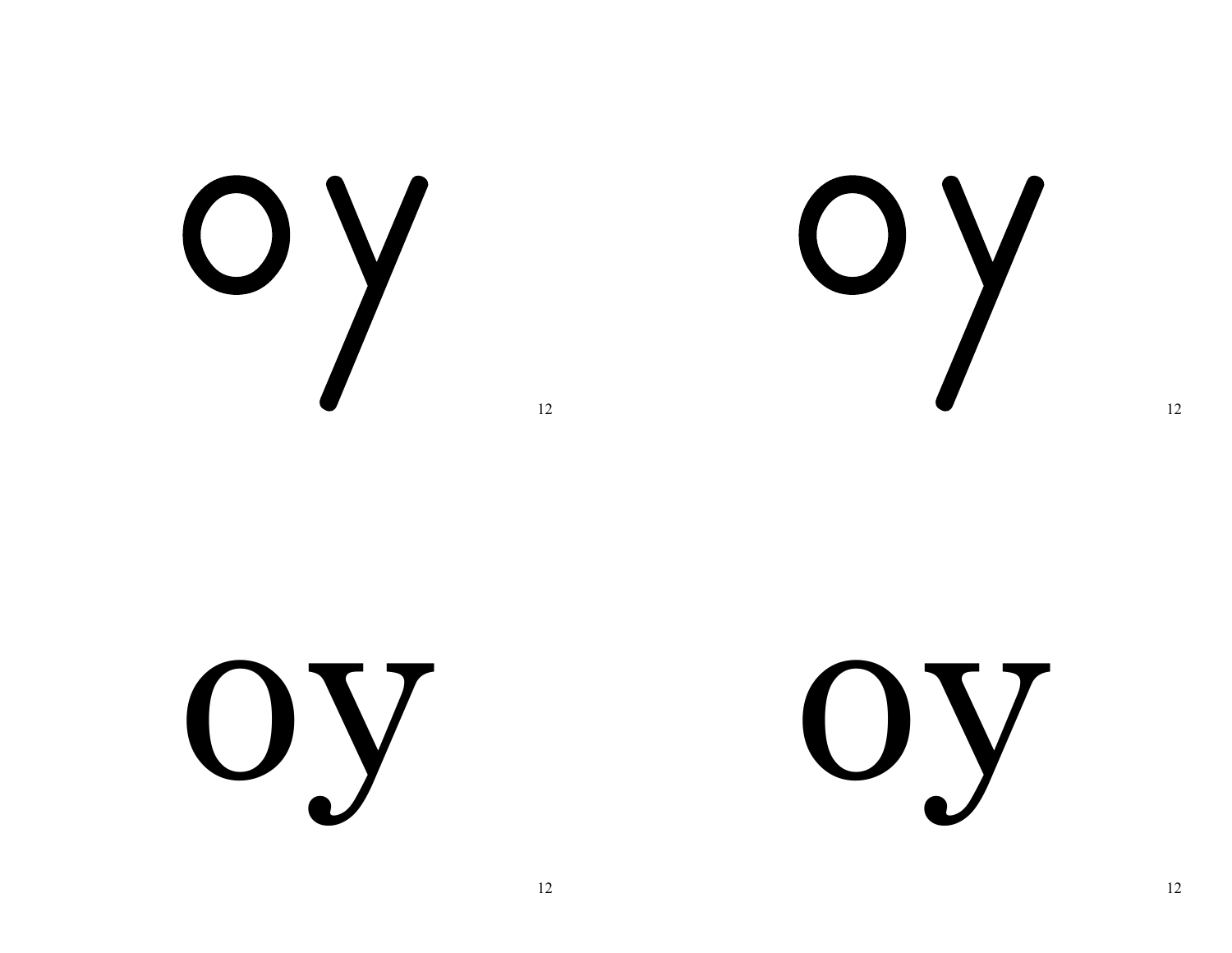oy

12

oy

12

oy

12

oy

12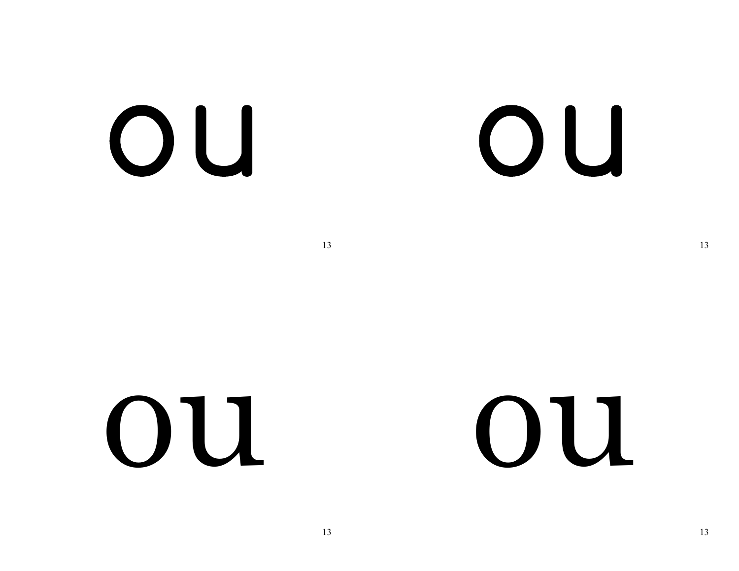ou

ou

ou

ou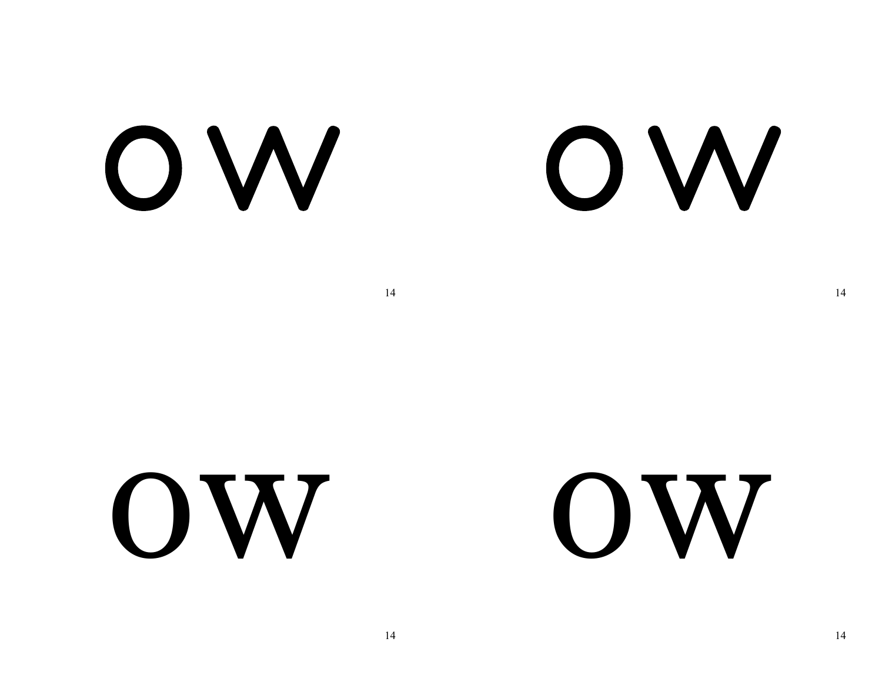ow ow

ow ow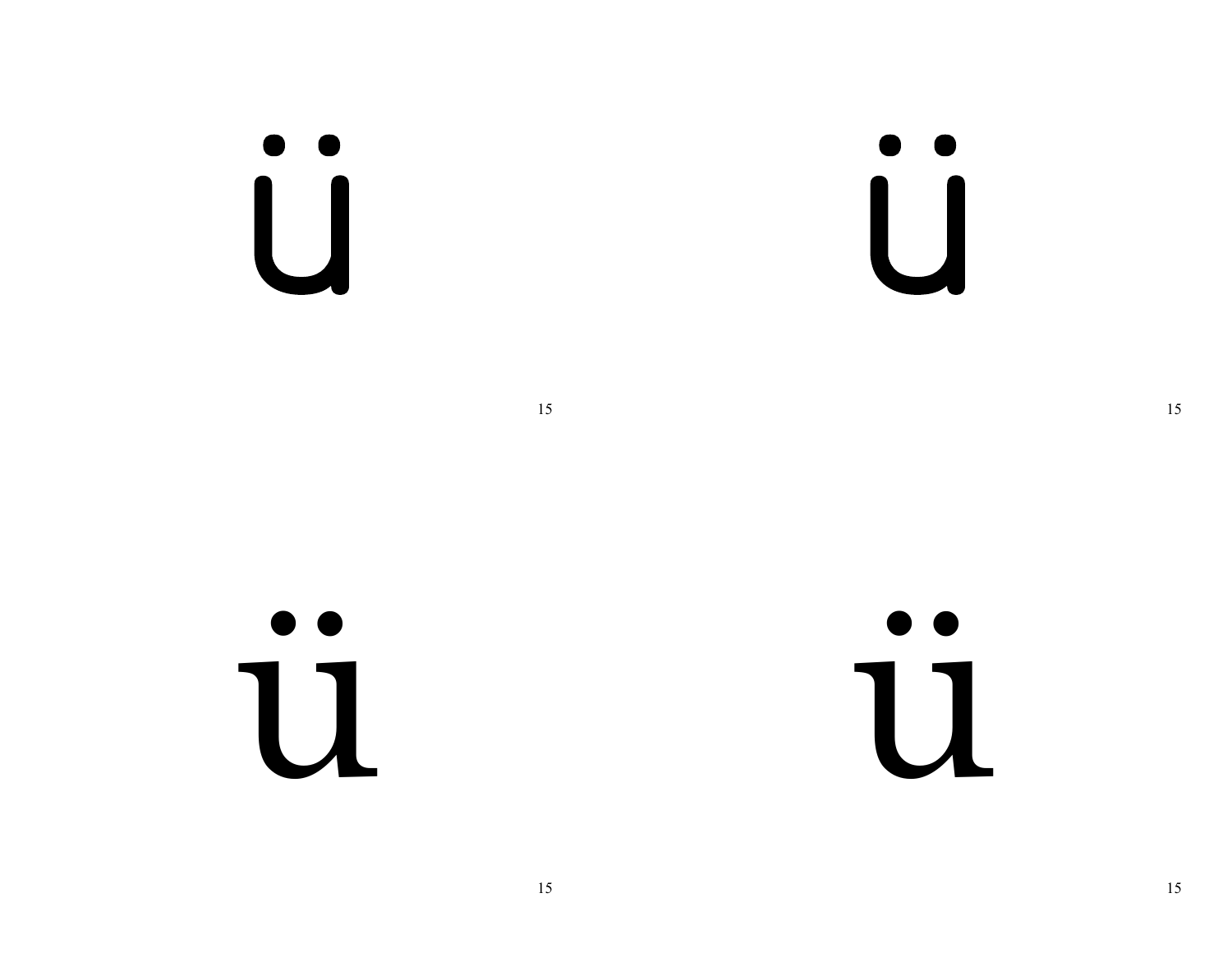ü

ü

ü

ü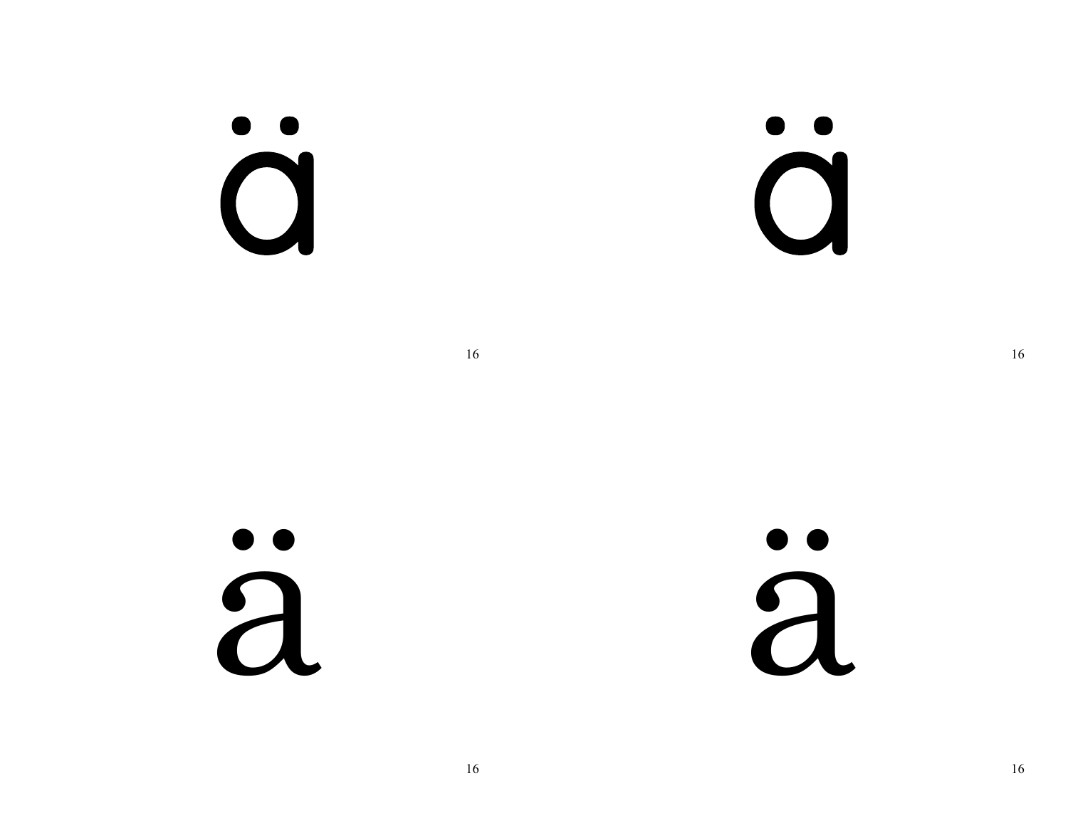ä

ä

ä

ä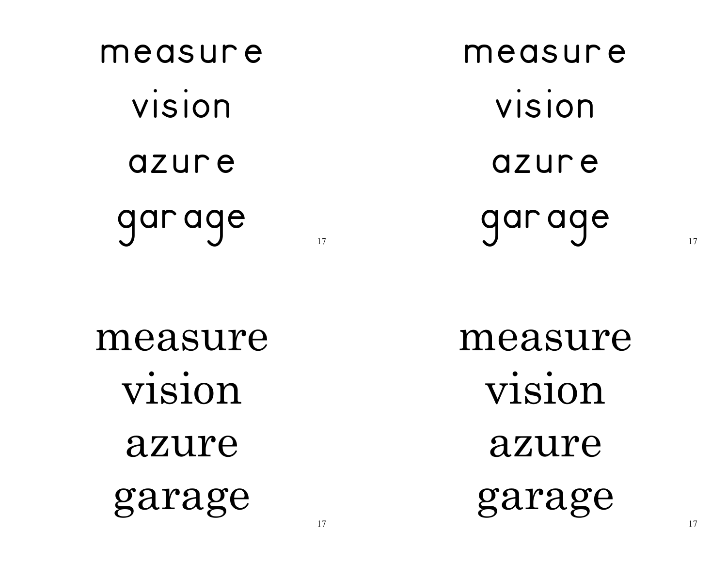measure

vision

azure

garage

measure

vision

azure

garage

measure

vision

azure

garage

measure

vision

azure

garage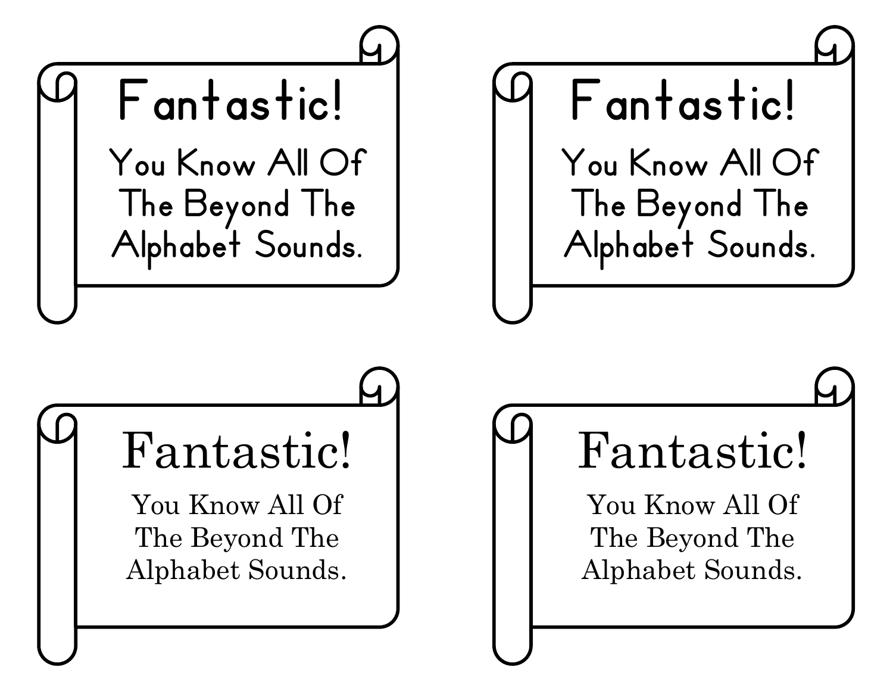# Fantastic!

You Know All Of
The Beyond The
Alphabet Sounds.

# Fantastic!

You Know All Of
The Beyond The
Alphabet Sounds.

# Fantastic!

You Know All Of
The Beyond The
Alphabet Sounds.

# Fantastic!

You Know All Of
The Beyond The
Alphabet Sounds.